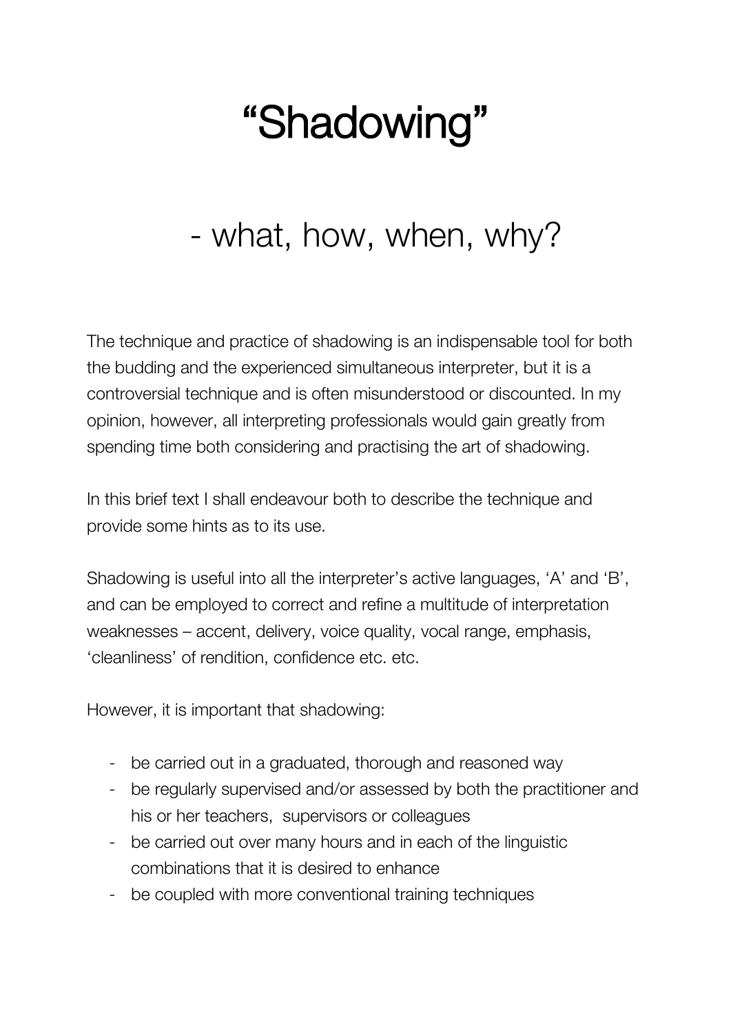# “Shadowing”

## - what, how, when, why?

The technique and practice of shadowing is an indispensable tool for both the budding and the experienced simultaneous interpreter, but it is a controversial technique and is often misunderstood or discounted. In my opinion, however, all interpreting professionals would gain greatly from spending time both considering and practising the art of shadowing.

In this brief text I shall endeavour both to describe the technique and provide some hints as to its use.

Shadowing is useful into all the interpreter’s active languages, ‘A’ and ‘B’, and can be employed to correct and refine a multitude of interpretation weaknesses – accent, delivery, voice quality, vocal range, emphasis, ‘cleanliness’ of rendition, confidence etc. etc.

However, it is important that shadowing:

- be carried out in a graduated, thorough and reasoned way
- be regularly supervised and/or assessed by both the practitioner and his or her teachers, supervisors or colleagues
- be carried out over many hours and in each of the linguistic combinations that it is desired to enhance
- be coupled with more conventional training techniques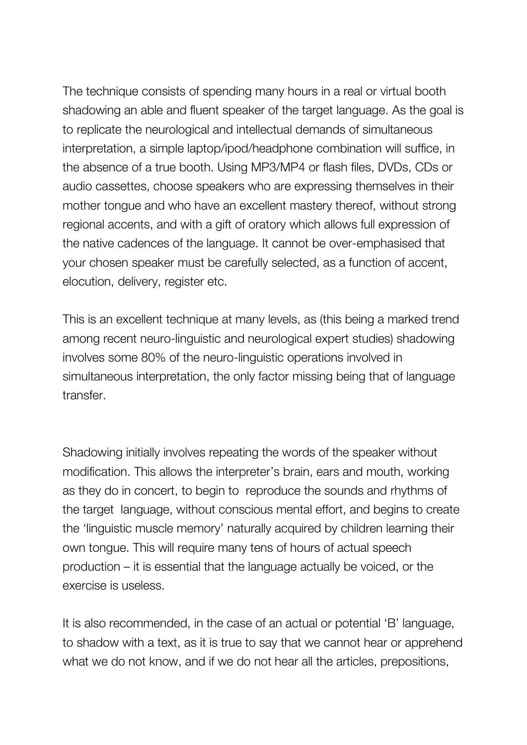The technique consists of spending many hours in a real or virtual booth shadowing an able and fluent speaker of the target language. As the goal is to replicate the neurological and intellectual demands of simultaneous interpretation, a simple laptop/ipod/headphone combination will suffice, in the absence of a true booth. Using MP3/MP4 or flash files, DVDs, CDs or audio cassettes, choose speakers who are expressing themselves in their mother tongue and who have an excellent mastery thereof, without strong regional accents, and with a gift of oratory which allows full expression of the native cadences of the language. It cannot be over-emphasised that your chosen speaker must be carefully selected, as a function of accent, elocution, delivery, register etc.

This is an excellent technique at many levels, as (this being a marked trend among recent neuro-linguistic and neurological expert studies) shadowing involves some 80% of the neuro-linguistic operations involved in simultaneous interpretation, the only factor missing being that of language transfer.

Shadowing initially involves repeating the words of the speaker without modification. This allows the interpreter's brain, ears and mouth, working as they do in concert, to begin to reproduce the sounds and rhythms of the target language, without conscious mental effort, and begins to create the 'linguistic muscle memory' naturally acquired by children learning their own tongue. This will require many tens of hours of actual speech production – it is essential that the language actually be voiced, or the exercise is useless.

It is also recommended, in the case of an actual or potential 'B' language, to shadow with a text, as it is true to say that we cannot hear or apprehend what we do not know, and if we do not hear all the articles, prepositions,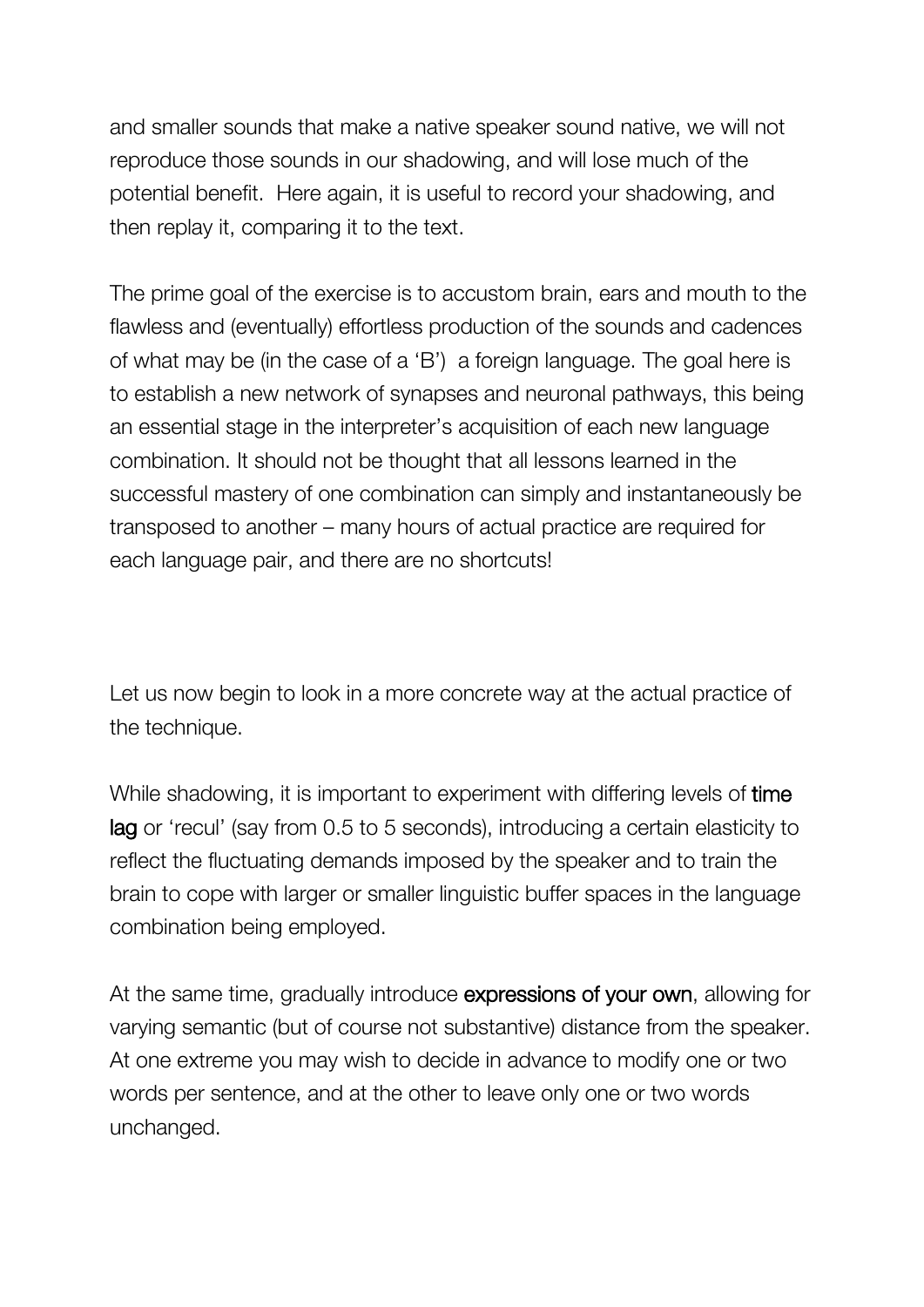and smaller sounds that make a native speaker sound native, we will not reproduce those sounds in our shadowing, and will lose much of the potential benefit. Here again, it is useful to record your shadowing, and then replay it, comparing it to the text.

The prime goal of the exercise is to accustom brain, ears and mouth to the flawless and (eventually) effortless production of the sounds and cadences of what may be (in the case of a 'B') a foreign language. The goal here is to establish a new network of synapses and neuronal pathways, this being an essential stage in the interpreter's acquisition of each new language combination. It should not be thought that all lessons learned in the successful mastery of one combination can simply and instantaneously be transposed to another – many hours of actual practice are required for each language pair, and there are no shortcuts!

Let us now begin to look in a more concrete way at the actual practice of the technique.

While shadowing, it is important to experiment with differing levels of **time lag** or 'recul' (say from 0.5 to 5 seconds), introducing a certain elasticity to reflect the fluctuating demands imposed by the speaker and to train the brain to cope with larger or smaller linguistic buffer spaces in the language combination being employed.

At the same time, gradually introduce **expressions of your own**, allowing for varying semantic (but of course not substantive) distance from the speaker. At one extreme you may wish to decide in advance to modify one or two words per sentence, and at the other to leave only one or two words unchanged.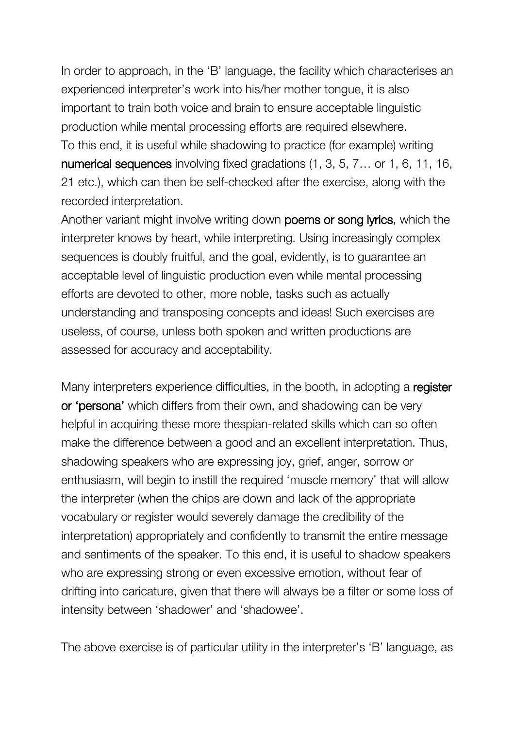In order to approach, in the 'B' language, the facility which characterises an experienced interpreter's work into his/her mother tongue, it is also important to train both voice and brain to ensure acceptable linguistic production while mental processing efforts are required elsewhere.
To this end, it is useful while shadowing to practice (for example) writing **numerical sequences** involving fixed gradations (1, 3, 5, 7… or 1, 6, 11, 16, 21 etc.), which can then be self-checked after the exercise, along with the recorded interpretation.
Another variant might involve writing down **poems or song lyrics**, which the interpreter knows by heart, while interpreting. Using increasingly complex sequences is doubly fruitful, and the goal, evidently, is to guarantee an acceptable level of linguistic production even while mental processing efforts are devoted to other, more noble, tasks such as actually understanding and transposing concepts and ideas! Such exercises are useless, of course, unless both spoken and written productions are assessed for accuracy and acceptability.

Many interpreters experience difficulties, in the booth, in adopting a **register or 'persona'** which differs from their own, and shadowing can be very helpful in acquiring these more thespian-related skills which can so often make the difference between a good and an excellent interpretation. Thus, shadowing speakers who are expressing joy, grief, anger, sorrow or enthusiasm, will begin to instill the required 'muscle memory' that will allow the interpreter (when the chips are down and lack of the appropriate vocabulary or register would severely damage the credibility of the interpretation) appropriately and confidently to transmit the entire message and sentiments of the speaker. To this end, it is useful to shadow speakers who are expressing strong or even excessive emotion, without fear of drifting into caricature, given that there will always be a filter or some loss of intensity between 'shadower' and 'shadowee'.

The above exercise is of particular utility in the interpreter's 'B' language, as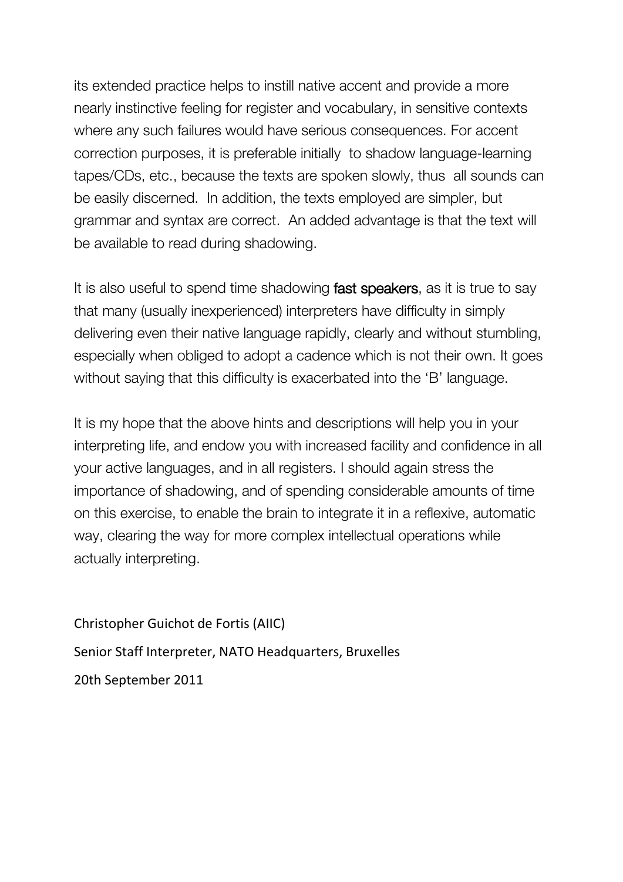its extended practice helps to instill native accent and provide a more nearly instinctive feeling for register and vocabulary, in sensitive contexts where any such failures would have serious consequences. For accent correction purposes, it is preferable initially to shadow language-learning tapes/CDs, etc., because the texts are spoken slowly, thus all sounds can be easily discerned. In addition, the texts employed are simpler, but grammar and syntax are correct. An added advantage is that the text will be available to read during shadowing.

It is also useful to spend time shadowing **fast speakers**, as it is true to say that many (usually inexperienced) interpreters have difficulty in simply delivering even their native language rapidly, clearly and without stumbling, especially when obliged to adopt a cadence which is not their own. It goes without saying that this difficulty is exacerbated into the 'B' language.

It is my hope that the above hints and descriptions will help you in your interpreting life, and endow you with increased facility and confidence in all your active languages, and in all registers. I should again stress the importance of shadowing, and of spending considerable amounts of time on this exercise, to enable the brain to integrate it in a reflexive, automatic way, clearing the way for more complex intellectual operations while actually interpreting.

Christopher Guichot de Fortis (AIIC)

Senior Staff Interpreter, NATO Headquarters, Bruxelles

20th September 2011